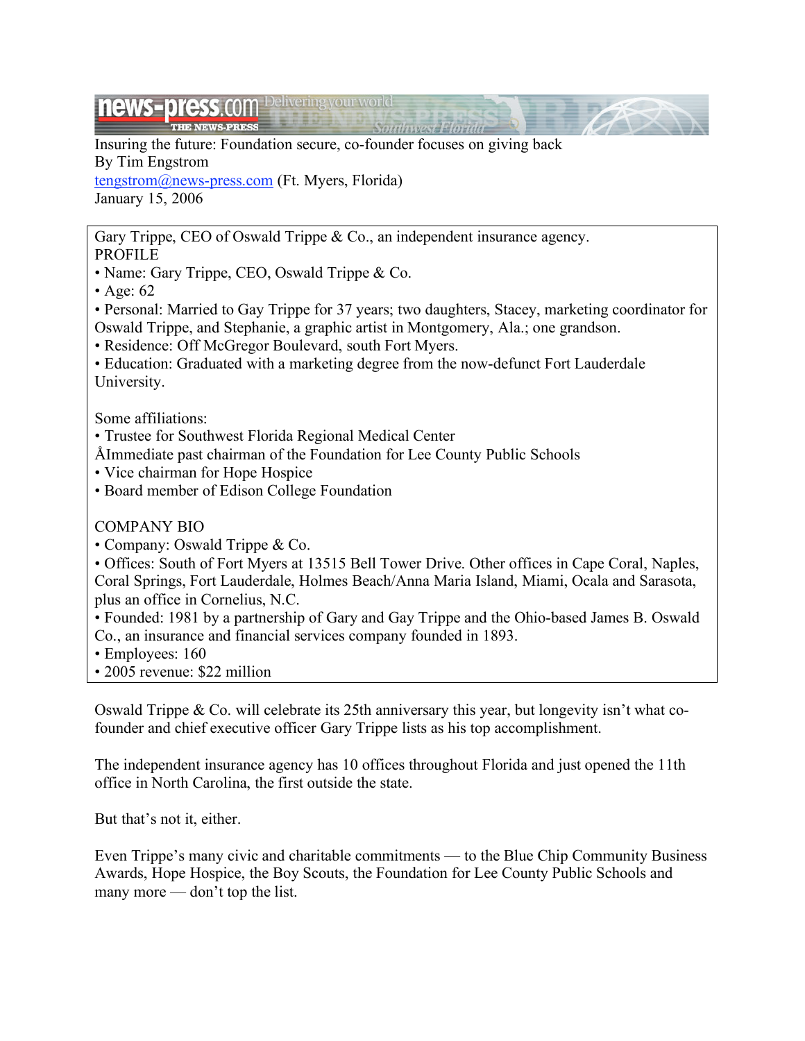Insuring the future: Foundation secure, co-founder focuses on giving back
By Tim Engstrom
tengstrom@news-press.com (Ft. Myers, Florida)
January 15, 2006

Gary Tripple, CEO of Oswald Trippe & Co., an independent insurance agency.

PROFILE

- Name: Gary Trippe, CEO, Oswald Trippe & Co.
- Age: 62
- Personal: Married to Gay Trippe for 37 years; two daughters, Stacey, marketing coordinator for Oswald Trippe, and Stephanie, a graphic artist in Montgomery, Ala.; one grandson.
- Residence: Off McGregor Boulevard, south Fort Myers.
- Education: Graduated with a marketing degree from the now-defunct Fort Lauderdale University.

Some affiliations:

- Trustee for Southwest Florida Regional Medical Center
- Immediate past chairman of the Foundation for Lee County Public Schools
- Vice chairman for Hope Hospice
- Board member of Edison College Foundation

COMPANY BIO

- Company: Oswald Trippe & Co.
- Offices: South of Fort Myers at 13515 Bell Tower Drive. Other offices in Cape Coral, Naples, Coral Springs, Fort Lauderdale, Holmes Beach/Anna Maria Island, Miami, Ocala and Sarasota, plus an office in Cornelius, N.C.
- Founded: 1981 by a partnership of Gary and Gay Trippe and the Ohio-based James B. Oswald Co., an insurance and financial services company founded in 1893.
- Employees: 160
- 2005 revenue: $22 million

Oswald Trippe & Co. will celebrate its 25th anniversary this year, but longevity isn't what co-founder and chief executive officer Gary Trippe lists as his top accomplishment.

The independent insurance agency has 10 offices throughout Florida and just opened the 11th office in North Carolina, the first outside the state.

But that's not it, either.

Even Trippe's many civic and charitable commitments — to the Blue Chip Community Business Awards, Hope Hospice, the Boy Scouts, the Foundation for Lee County Public Schools and many more — don't top the list.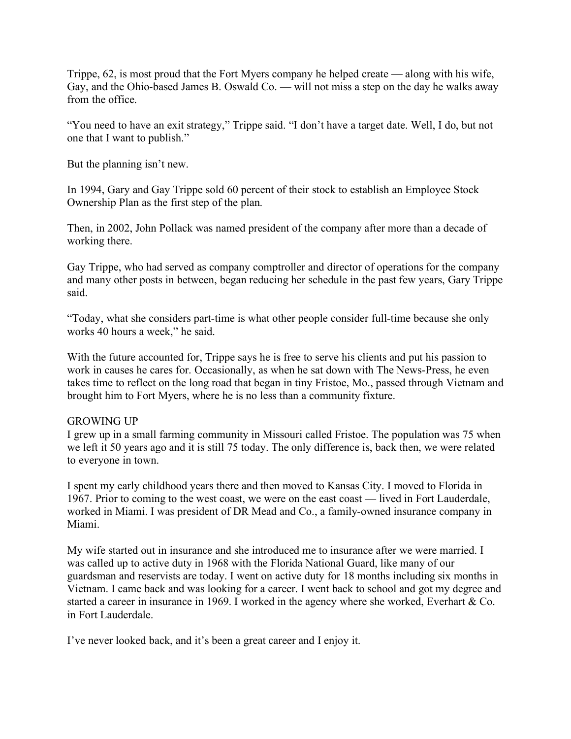Trippe, 62, is most proud that the Fort Myers company he helped create — along with his wife, Gay, and the Ohio-based James B. Oswald Co. — will not miss a step on the day he walks away from the office.

“You need to have an exit strategy,” Trippe said. “I don’t have a target date. Well, I do, but not one that I want to publish.”

But the planning isn’t new.

In 1994, Gary and Gay Trippe sold 60 percent of their stock to establish an Employee Stock Ownership Plan as the first step of the plan.

Then, in 2002, John Pollack was named president of the company after more than a decade of working there.

Gay Trippe, who had served as company comptroller and director of operations for the company and many other posts in between, began reducing her schedule in the past few years, Gary Trippe said.

“Today, what she considers part-time is what other people consider full-time because she only works 40 hours a week,” he said.

With the future accounted for, Trippe says he is free to serve his clients and put his passion to work in causes he cares for. Occasionally, as when he sat down with The News-Press, he even takes time to reflect on the long road that began in tiny Fristoe, Mo., passed through Vietnam and brought him to Fort Myers, where he is no less than a community fixture.

## GROWING UP

I grew up in a small farming community in Missouri called Fristoe. The population was 75 when we left it 50 years ago and it is still 75 today. The only difference is, back then, we were related to everyone in town.

I spent my early childhood years there and then moved to Kansas City. I moved to Florida in 1967. Prior to coming to the west coast, we were on the east coast — lived in Fort Lauderdale, worked in Miami. I was president of DR Mead and Co., a family-owned insurance company in Miami.

My wife started out in insurance and she introduced me to insurance after we were married. I was called up to active duty in 1968 with the Florida National Guard, like many of our guardsman and reservists are today. I went on active duty for 18 months including six months in Vietnam. I came back and was looking for a career. I went back to school and got my degree and started a career in insurance in 1969. I worked in the agency where she worked, Everhart & Co. in Fort Lauderdale.

I’ve never looked back, and it’s been a great career and I enjoy it.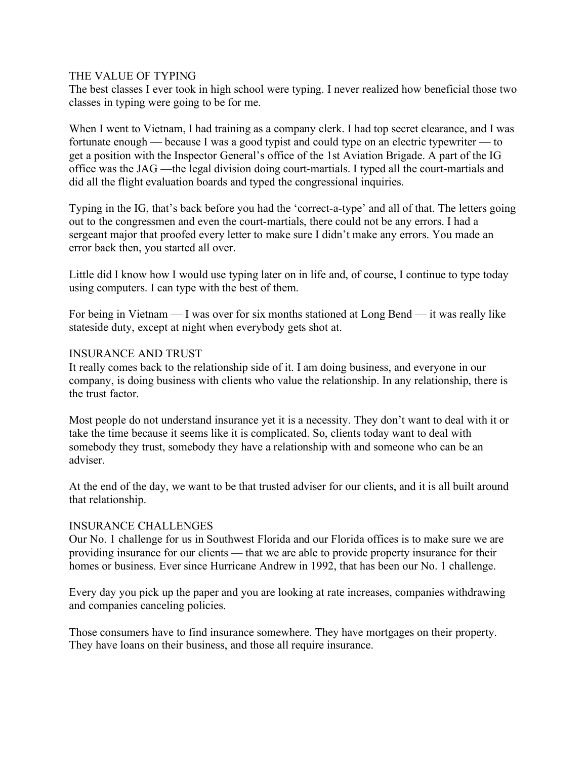## THE VALUE OF TYPING

The best classes I ever took in high school were typing. I never realized how beneficial those two classes in typing were going to be for me.

When I went to Vietnam, I had training as a company clerk. I had top secret clearance, and I was fortunate enough — because I was a good typist and could type on an electric typewriter — to get a position with the Inspector General's office of the 1st Aviation Brigade. A part of the IG office was the JAG —the legal division doing court-martials. I typed all the court-martials and did all the flight evaluation boards and typed the congressional inquiries.

Typing in the IG, that's back before you had the 'correct-a-type' and all of that. The letters going out to the congressmen and even the court-martials, there could not be any errors. I had a sergeant major that proofed every letter to make sure I didn't make any errors. You made an error back then, you started all over.

Little did I know how I would use typing later on in life and, of course, I continue to type today using computers. I can type with the best of them.

For being in Vietnam — I was over for six months stationed at Long Bend — it was really like stateside duty, except at night when everybody gets shot at.

## INSURANCE AND TRUST

It really comes back to the relationship side of it. I am doing business, and everyone in our company, is doing business with clients who value the relationship. In any relationship, there is the trust factor.

Most people do not understand insurance yet it is a necessity. They don't want to deal with it or take the time because it seems like it is complicated. So, clients today want to deal with somebody they trust, somebody they have a relationship with and someone who can be an adviser.

At the end of the day, we want to be that trusted adviser for our clients, and it is all built around that relationship.

## INSURANCE CHALLENGES

Our No. 1 challenge for us in Southwest Florida and our Florida offices is to make sure we are providing insurance for our clients — that we are able to provide property insurance for their homes or business. Ever since Hurricane Andrew in 1992, that has been our No. 1 challenge.

Every day you pick up the paper and you are looking at rate increases, companies withdrawing and companies canceling policies.

Those consumers have to find insurance somewhere. They have mortgages on their property. They have loans on their business, and those all require insurance.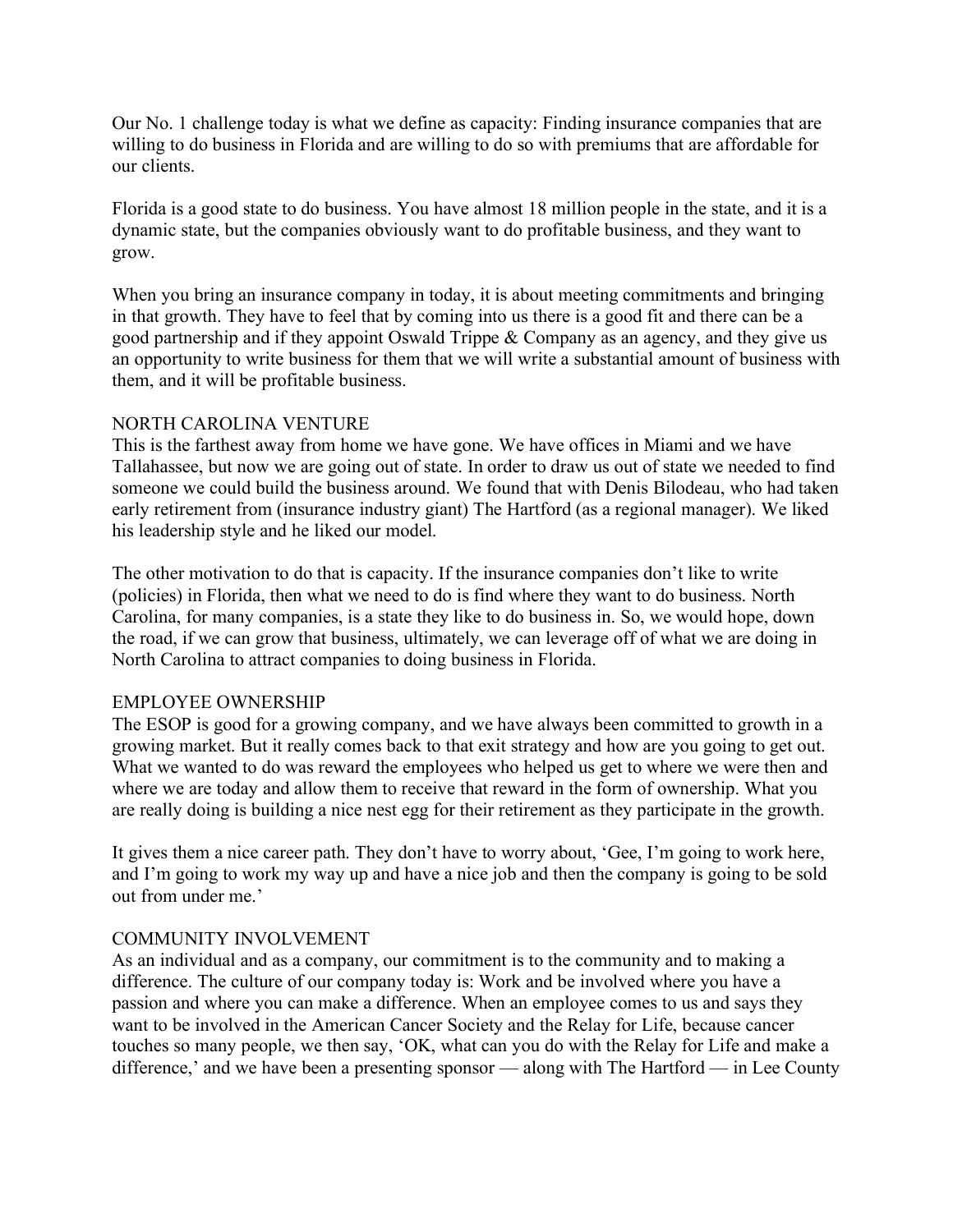Our No. 1 challenge today is what we define as capacity: Finding insurance companies that are willing to do business in Florida and are willing to do so with premiums that are affordable for our clients.

Florida is a good state to do business. You have almost 18 million people in the state, and it is a dynamic state, but the companies obviously want to do profitable business, and they want to grow.

When you bring an insurance company in today, it is about meeting commitments and bringing in that growth. They have to feel that by coming into us there is a good fit and there can be a good partnership and if they appoint Oswald Trippe & Company as an agency, and they give us an opportunity to write business for them that we will write a substantial amount of business with them, and it will be profitable business.

## NORTH CAROLINA VENTURE

This is the farthest away from home we have gone. We have offices in Miami and we have Tallahassee, but now we are going out of state. In order to draw us out of state we needed to find someone we could build the business around. We found that with Denis Bilodeau, who had taken early retirement from (insurance industry giant) The Hartford (as a regional manager). We liked his leadership style and he liked our model.

The other motivation to do that is capacity. If the insurance companies don't like to write (policies) in Florida, then what we need to do is find where they want to do business. North Carolina, for many companies, is a state they like to do business in. So, we would hope, down the road, if we can grow that business, ultimately, we can leverage off of what we are doing in North Carolina to attract companies to doing business in Florida.

## EMPLOYEE OWNERSHIP

The ESOP is good for a growing company, and we have always been committed to growth in a growing market. But it really comes back to that exit strategy and how are you going to get out. What we wanted to do was reward the employees who helped us get to where we were then and where we are today and allow them to receive that reward in the form of ownership. What you are really doing is building a nice nest egg for their retirement as they participate in the growth.

It gives them a nice career path. They don't have to worry about, 'Gee, I'm going to work here, and I'm going to work my way up and have a nice job and then the company is going to be sold out from under me.'

## COMMUNITY INVOLVEMENT

As an individual and as a company, our commitment is to the community and to making a difference. The culture of our company today is: Work and be involved where you have a passion and where you can make a difference. When an employee comes to us and says they want to be involved in the American Cancer Society and the Relay for Life, because cancer touches so many people, we then say, 'OK, what can you do with the Relay for Life and make a difference,' and we have been a presenting sponsor — along with The Hartford — in Lee County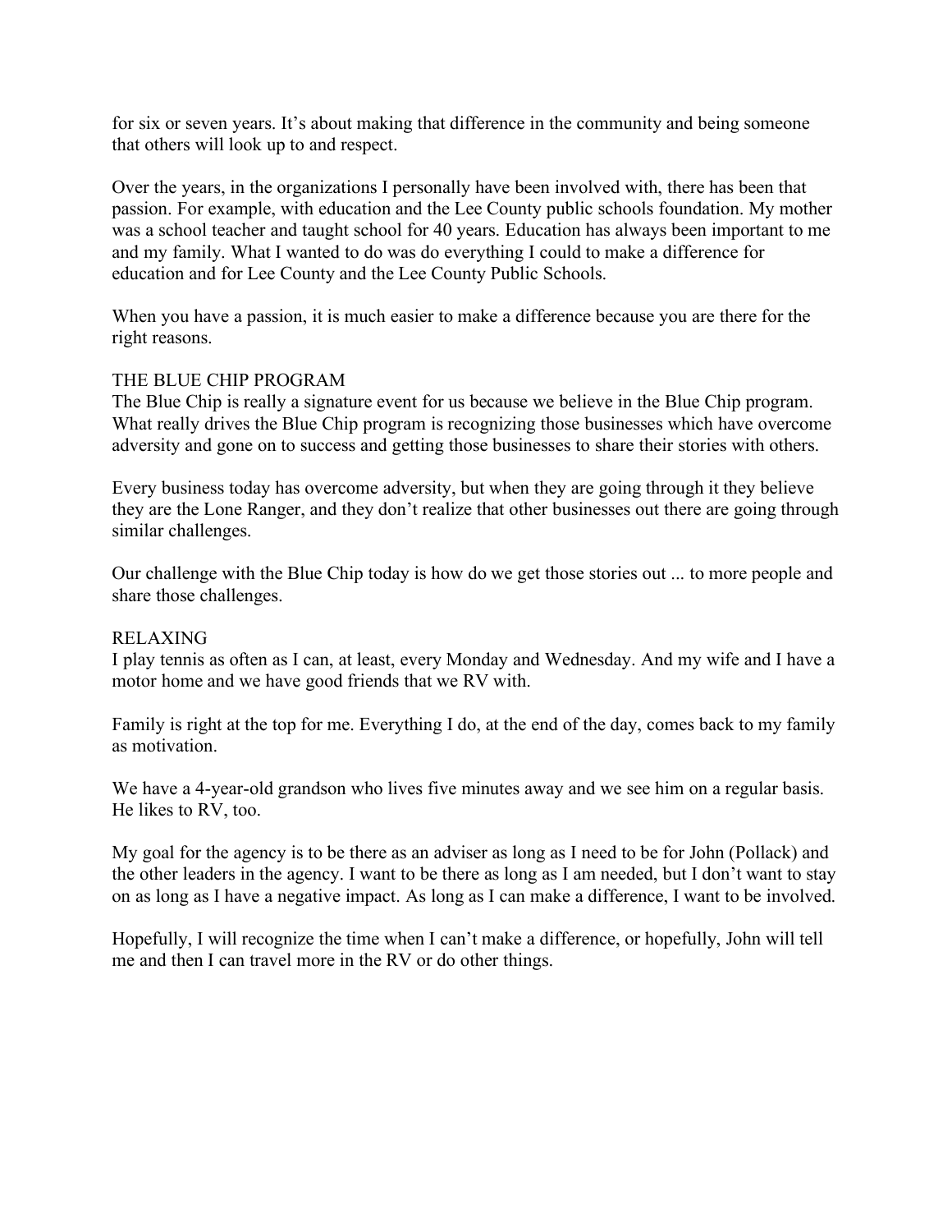for six or seven years. It's about making that difference in the community and being someone that others will look up to and respect.

Over the years, in the organizations I personally have been involved with, there has been that passion. For example, with education and the Lee County public schools foundation. My mother was a school teacher and taught school for 40 years. Education has always been important to me and my family. What I wanted to do was do everything I could to make a difference for education and for Lee County and the Lee County Public Schools.

When you have a passion, it is much easier to make a difference because you are there for the right reasons.

## THE BLUE CHIP PROGRAM

The Blue Chip is really a signature event for us because we believe in the Blue Chip program. What really drives the Blue Chip program is recognizing those businesses which have overcome adversity and gone on to success and getting those businesses to share their stories with others.

Every business today has overcome adversity, but when they are going through it they believe they are the Lone Ranger, and they don't realize that other businesses out there are going through similar challenges.

Our challenge with the Blue Chip today is how do we get those stories out ... to more people and share those challenges.

## RELAXING

I play tennis as often as I can, at least, every Monday and Wednesday. And my wife and I have a motor home and we have good friends that we RV with.

Family is right at the top for me. Everything I do, at the end of the day, comes back to my family as motivation.

We have a 4-year-old grandson who lives five minutes away and we see him on a regular basis. He likes to RV, too.

My goal for the agency is to be there as an adviser as long as I need to be for John (Pollack) and the other leaders in the agency. I want to be there as long as I am needed, but I don't want to stay on as long as I have a negative impact. As long as I can make a difference, I want to be involved.

Hopefully, I will recognize the time when I can't make a difference, or hopefully, John will tell me and then I can travel more in the RV or do other things.